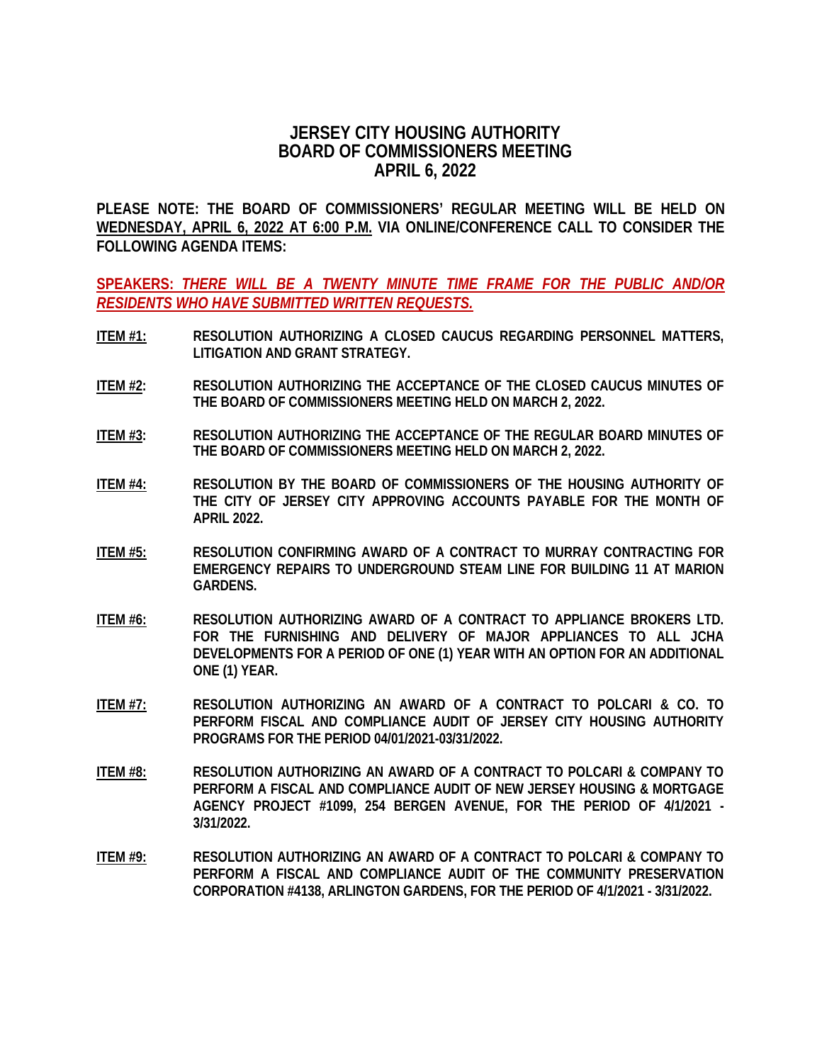# JERSEY CITY HOUSING AUTHORITY
# BOARD OF COMMISSIONERS MEETING
# APRIL 6, 2022

**PLEASE NOTE: THE BOARD OF COMMISSIONERS' REGULAR MEETING WILL BE HELD ON <u>WEDNESDAY, APRIL 6, 2022 AT 6:00 P.M.</u> VIA ONLINE/CONFERENCE CALL TO CONSIDER THE FOLLOWING AGENDA ITEMS:**

**<u>SPEAKERS: *THERE WILL BE A TWENTY MINUTE TIME FRAME FOR THE PUBLIC AND/OR RESIDENTS WHO HAVE SUBMITTED WRITTEN REQUESTS.*</u>**

**<u>ITEM #1:</u>** **RESOLUTION AUTHORIZING A CLOSED CAUCUS REGARDING PERSONNEL MATTERS, LITIGATION AND GRANT STRATEGY.**

**<u>ITEM #2</u>:** **RESOLUTION AUTHORIZING THE ACCEPTANCE OF THE CLOSED CAUCUS MINUTES OF THE BOARD OF COMMISSIONERS MEETING HELD ON MARCH 2, 2022.**

**<u>ITEM #3</u>:** **RESOLUTION AUTHORIZING THE ACCEPTANCE OF THE REGULAR BOARD MINUTES OF THE BOARD OF COMMISSIONERS MEETING HELD ON MARCH 2, 2022.**

**<u>ITEM #4:</u>** **RESOLUTION BY THE BOARD OF COMMISSIONERS OF THE HOUSING AUTHORITY OF THE CITY OF JERSEY CITY APPROVING ACCOUNTS PAYABLE FOR THE MONTH OF APRIL 2022.**

**<u>ITEM #5:</u>** **RESOLUTION CONFIRMING AWARD OF A CONTRACT TO MURRAY CONTRACTING FOR EMERGENCY REPAIRS TO UNDERGROUND STEAM LINE FOR BUILDING 11 AT MARION GARDENS.**

**<u>ITEM #6:</u>** **RESOLUTION AUTHORIZING AWARD OF A CONTRACT TO APPLIANCE BROKERS LTD. FOR THE FURNISHING AND DELIVERY OF MAJOR APPLIANCES TO ALL JCHA DEVELOPMENTS FOR A PERIOD OF ONE (1) YEAR WITH AN OPTION FOR AN ADDITIONAL ONE (1) YEAR.**

**<u>ITEM #7:</u>** **RESOLUTION AUTHORIZING AN AWARD OF A CONTRACT TO POLCARI & CO. TO PERFORM FISCAL AND COMPLIANCE AUDIT OF JERSEY CITY HOUSING AUTHORITY PROGRAMS FOR THE PERIOD 04/01/2021-03/31/2022.**

**<u>ITEM #8:</u>** **RESOLUTION AUTHORIZING AN AWARD OF A CONTRACT TO POLCARI & COMPANY TO PERFORM A FISCAL AND COMPLIANCE AUDIT OF NEW JERSEY HOUSING & MORTGAGE AGENCY PROJECT #1099, 254 BERGEN AVENUE, FOR THE PERIOD OF 4/1/2021 - 3/31/2022.**

**<u>ITEM #9:</u>** **RESOLUTION AUTHORIZING AN AWARD OF A CONTRACT TO POLCARI & COMPANY TO PERFORM A FISCAL AND COMPLIANCE AUDIT OF THE COMMUNITY PRESERVATION CORPORATION #4138, ARLINGTON GARDENS, FOR THE PERIOD OF 4/1/2021 - 3/31/2022.**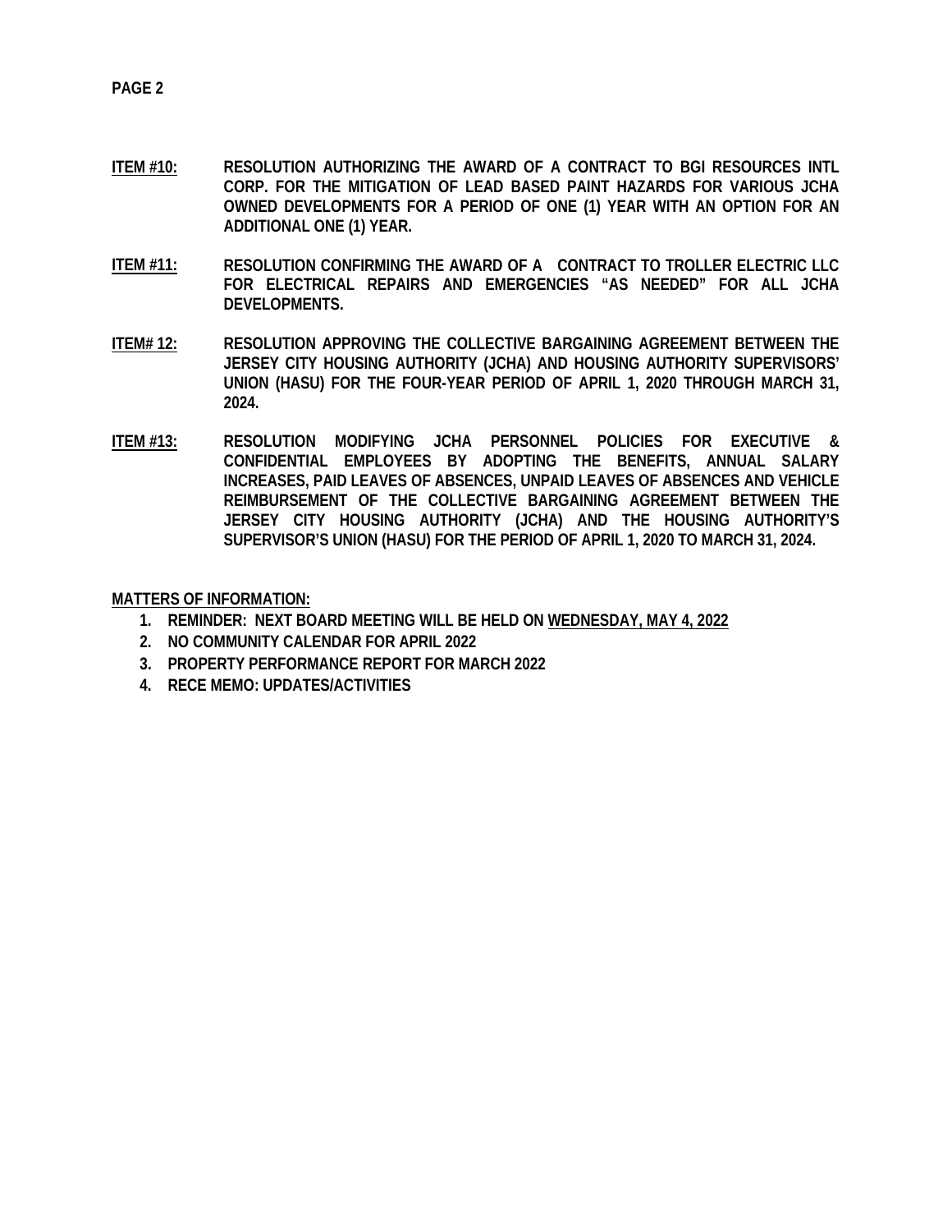**ITEM #10:** **RESOLUTION AUTHORIZING THE AWARD OF A CONTRACT TO BGI RESOURCES INTL CORP. FOR THE MITIGATION OF LEAD BASED PAINT HAZARDS FOR VARIOUS JCHA OWNED DEVELOPMENTS FOR A PERIOD OF ONE (1) YEAR WITH AN OPTION FOR AN ADDITIONAL ONE (1) YEAR.**

**ITEM #11:** **RESOLUTION CONFIRMING THE AWARD OF A CONTRACT TO TROLLER ELECTRIC LLC FOR ELECTRICAL REPAIRS AND EMERGENCIES "AS NEEDED" FOR ALL JCHA DEVELOPMENTS.**

**ITEM# 12:** **RESOLUTION APPROVING THE COLLECTIVE BARGAINING AGREEMENT BETWEEN THE JERSEY CITY HOUSING AUTHORITY (JCHA) AND HOUSING AUTHORITY SUPERVISORS' UNION (HASU) FOR THE FOUR-YEAR PERIOD OF APRIL 1, 2020 THROUGH MARCH 31, 2024.**

**ITEM #13:** **RESOLUTION MODIFYING JCHA PERSONNEL POLICIES FOR EXECUTIVE & CONFIDENTIAL EMPLOYEES BY ADOPTING THE BENEFITS, ANNUAL SALARY INCREASES, PAID LEAVES OF ABSENCES, UNPAID LEAVES OF ABSENCES AND VEHICLE REIMBURSEMENT OF THE COLLECTIVE BARGAINING AGREEMENT BETWEEN THE JERSEY CITY HOUSING AUTHORITY (JCHA) AND THE HOUSING AUTHORITY'S SUPERVISOR'S UNION (HASU) FOR THE PERIOD OF APRIL 1, 2020 TO MARCH 31, 2024.**

**MATTERS OF INFORMATION:**

1. **REMINDER: NEXT BOARD MEETING WILL BE HELD ON WEDNESDAY, MAY 4, 2022**
2. **NO COMMUNITY CALENDAR FOR APRIL 2022**
3. **PROPERTY PERFORMANCE REPORT FOR MARCH 2022**
4. **RECE MEMO: UPDATES/ACTIVITIES**